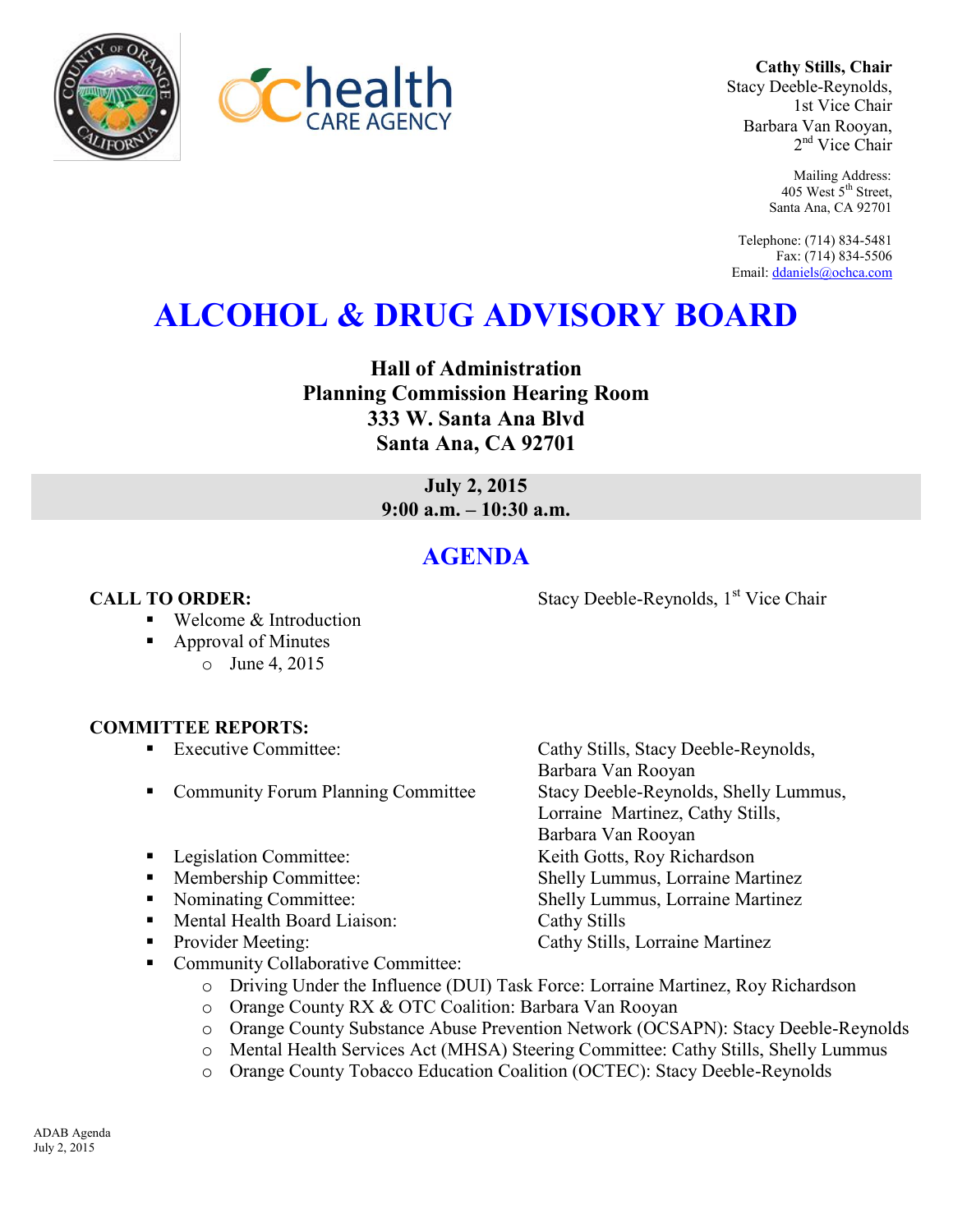**Cathy Stills, Chair**
Stacy Deeble-Reynolds, 1st Vice Chair
Barbara Van Rooyan, 2nd Vice Chair

Mailing Address:
405 West 5th Street,
Santa Ana, CA 92701

Telephone: (714) 834-5481
Fax: (714) 834-5506
Email: ddaniels@ochca.com

# ALCOHOL & DRUG ADVISORY BOARD

**Hall of Administration**
**Planning Commission Hearing Room**
**333 W. Santa Ana Blvd**
**Santa Ana, CA 92701**

**July 2, 2015**
**9:00 a.m. – 10:30 a.m.**

## AGENDA

**CALL TO ORDER:** Stacy Deeble-Reynolds, 1st Vice Chair

- Welcome & Introduction
- Approval of Minutes
  - June 4, 2015

**COMMITTEE REPORTS:**

- Executive Committee: Cathy Stills, Stacy Deeble-Reynolds, Barbara Van Rooyan
- Community Forum Planning Committee: Stacy Deeble-Reynolds, Shelly Lummus, Lorraine Martinez, Cathy Stills, Barbara Van Rooyan
- Legislation Committee: Keith Gotts, Roy Richardson
- Membership Committee: Shelly Lummus, Lorraine Martinez
- Nominating Committee: Shelly Lummus, Lorraine Martinez
- Mental Health Board Liaison: Cathy Stills
- Provider Meeting: Cathy Stills, Lorraine Martinez
- Community Collaborative Committee:
  - Driving Under the Influence (DUI) Task Force: Lorraine Martinez, Roy Richardson
  - Orange County RX & OTC Coalition: Barbara Van Rooyan
  - Orange County Substance Abuse Prevention Network (OCSAPN): Stacy Deeble-Reynolds
  - Mental Health Services Act (MHSA) Steering Committee: Cathy Stills, Shelly Lummus
  - Orange County Tobacco Education Coalition (OCTEC): Stacy Deeble-Reynolds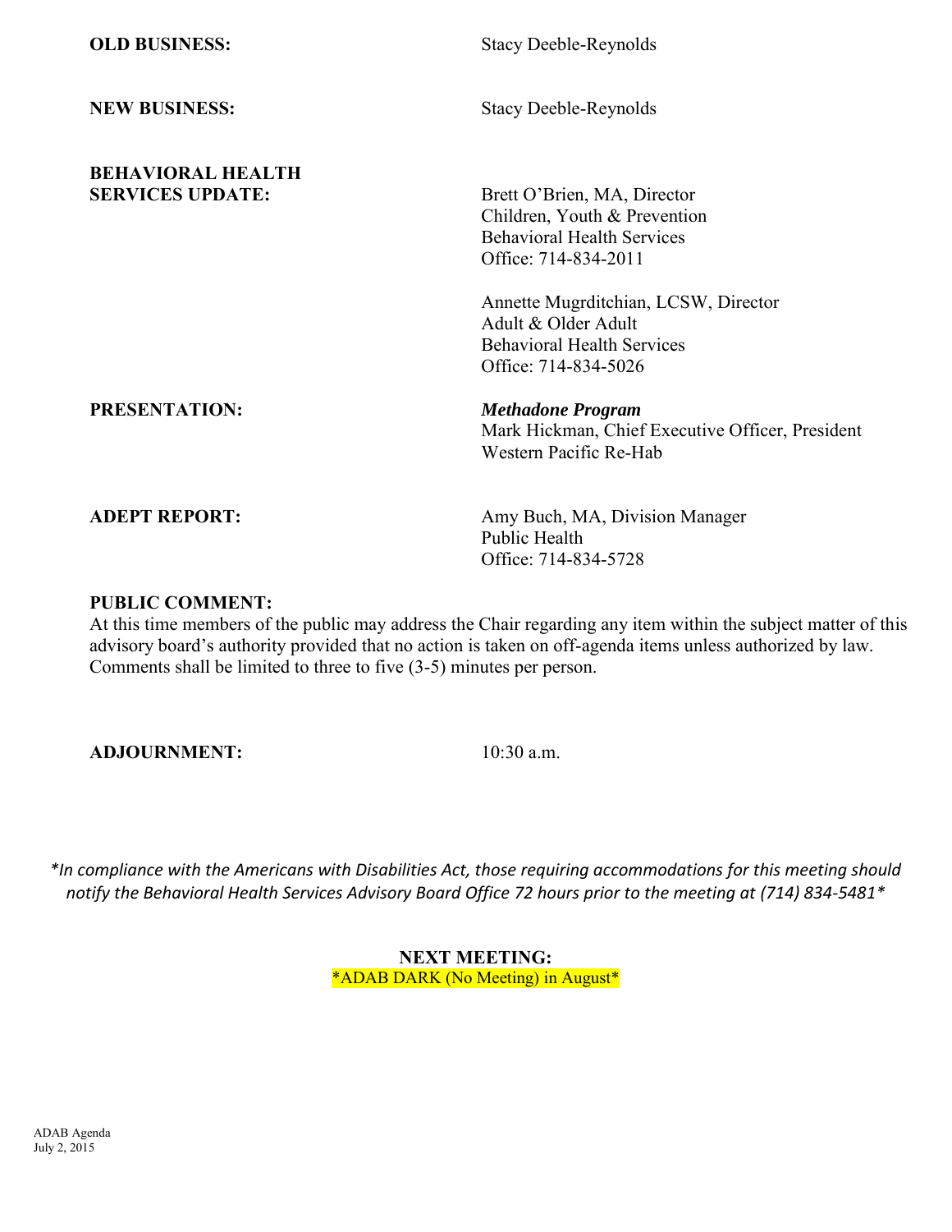**OLD BUSINESS:** Stacy Deeble-Reynolds

**NEW BUSINESS:** Stacy Deeble-Reynolds

**BEHAVIORAL HEALTH SERVICES UPDATE:**

Brett O'Brien, MA, Director
Children, Youth & Prevention
Behavioral Health Services
Office: 714-834-2011

Annette Mugrditchian, LCSW, Director
Adult & Older Adult
Behavioral Health Services
Office: 714-834-5026

**PRESENTATION:**

***Methadone Program***
Mark Hickman, Chief Executive Officer, President
Western Pacific Re-Hab

**ADEPT REPORT:**

Amy Buch, MA, Division Manager
Public Health
Office: 714-834-5728

**PUBLIC COMMENT:**
At this time members of the public may address the Chair regarding any item within the subject matter of this advisory board's authority provided that no action is taken on off-agenda items unless authorized by law. Comments shall be limited to three to five (3-5) minutes per person.

**ADJOURNMENT:** 10:30 a.m.

*\*In compliance with the Americans with Disabilities Act, those requiring accommodations for this meeting should notify the Behavioral Health Services Advisory Board Office 72 hours prior to the meeting at (714) 834-5481\**

**NEXT MEETING:**
\*ADAB DARK (No Meeting) in August\*